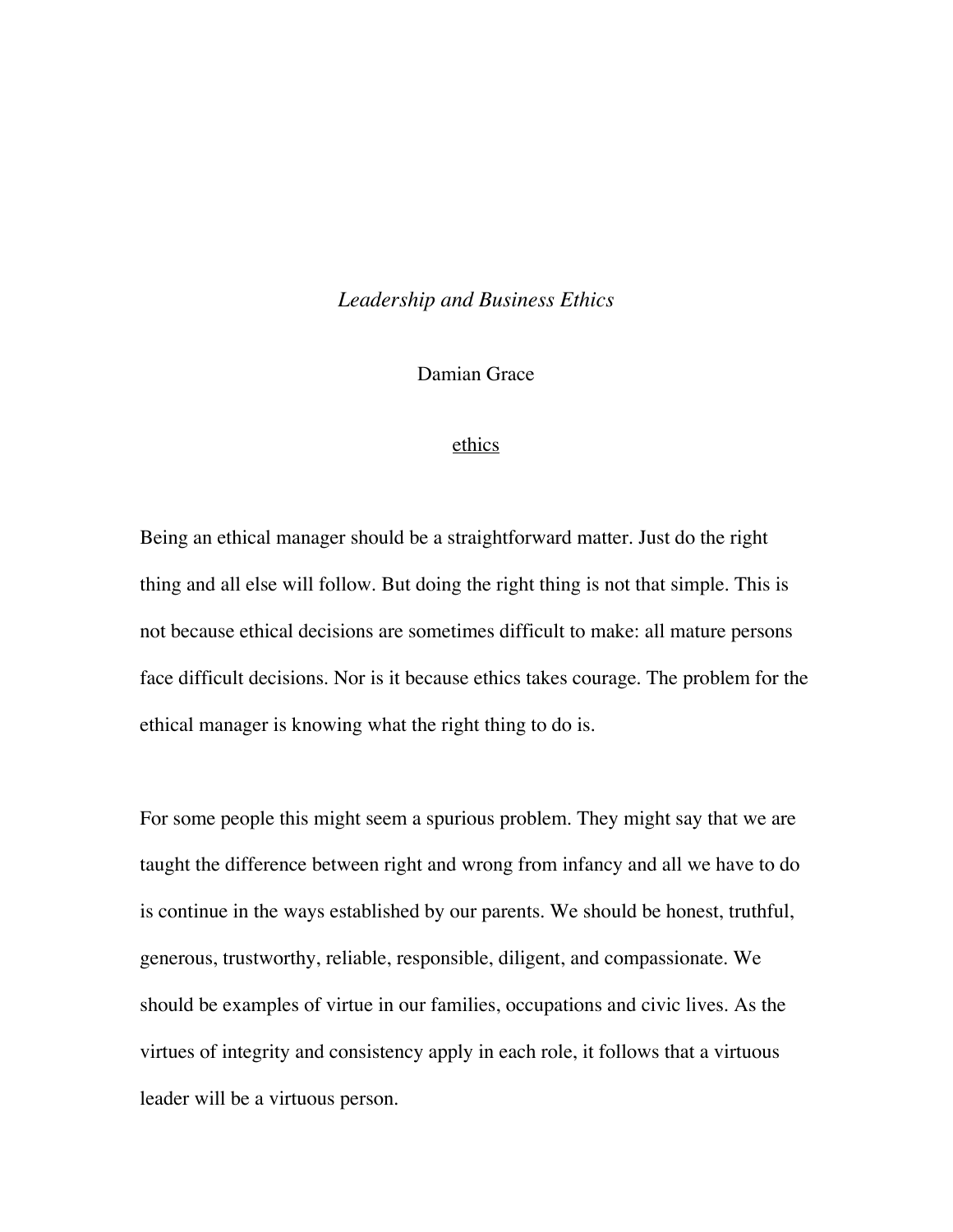*Leadership and Business Ethics*

Damian Grace

ethics

Being an ethical manager should be a straightforward matter. Just do the right thing and all else will follow. But doing the right thing is not that simple. This is not because ethical decisions are sometimes difficult to make: all mature persons face difficult decisions. Nor is it because ethics takes courage. The problem for the ethical manager is knowing what the right thing to do is.

For some people this might seem a spurious problem. They might say that we are taught the difference between right and wrong from infancy and all we have to do is continue in the ways established by our parents. We should be honest, truthful, generous, trustworthy, reliable, responsible, diligent, and compassionate. We should be examples of virtue in our families, occupations and civic lives. As the virtues of integrity and consistency apply in each role, it follows that a virtuous leader will be a virtuous person.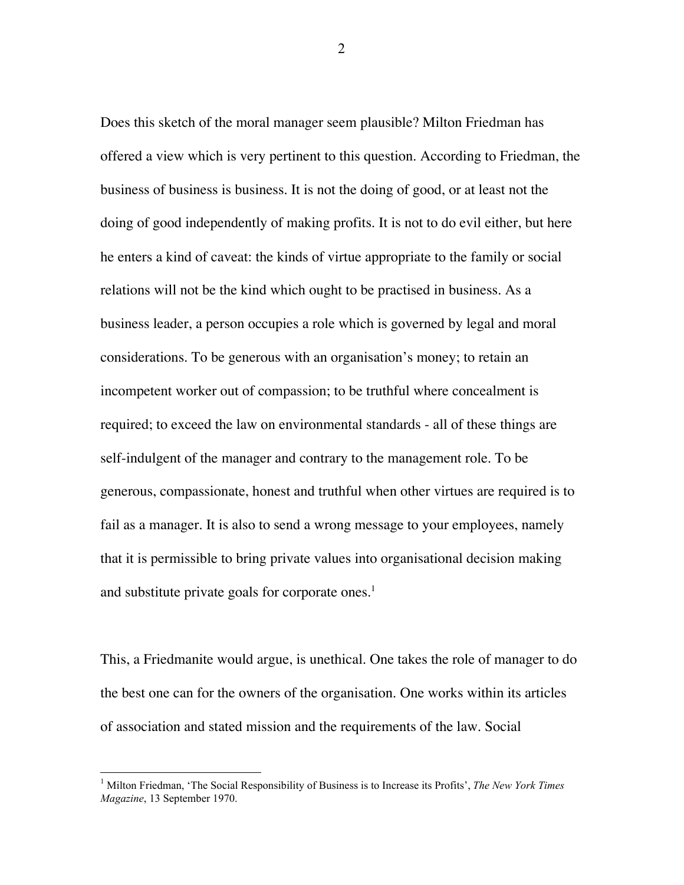Does this sketch of the moral manager seem plausible? Milton Friedman has offered a view which is very pertinent to this question. According to Friedman, the business of business is business. It is not the doing of good, or at least not the doing of good independently of making profits. It is not to do evil either, but here he enters a kind of caveat: the kinds of virtue appropriate to the family or social relations will not be the kind which ought to be practised in business. As a business leader, a person occupies a role which is governed by legal and moral considerations. To be generous with an organisation's money; to retain an incompetent worker out of compassion; to be truthful where concealment is required; to exceed the law on environmental standards - all of these things are self-indulgent of the manager and contrary to the management role. To be generous, compassionate, honest and truthful when other virtues are required is to fail as a manager. It is also to send a wrong message to your employees, namely that it is permissible to bring private values into organisational decision making and substitute private goals for corporate ones.[1]

This, a Friedmanite would argue, is unethical. One takes the role of manager to do the best one can for the owners of the organisation. One works within its articles of association and stated mission and the requirements of the law. Social

---

[1] Milton Friedman, 'The Social Responsibility of Business is to Increase its Profits', *The New York Times Magazine*, 13 September 1970.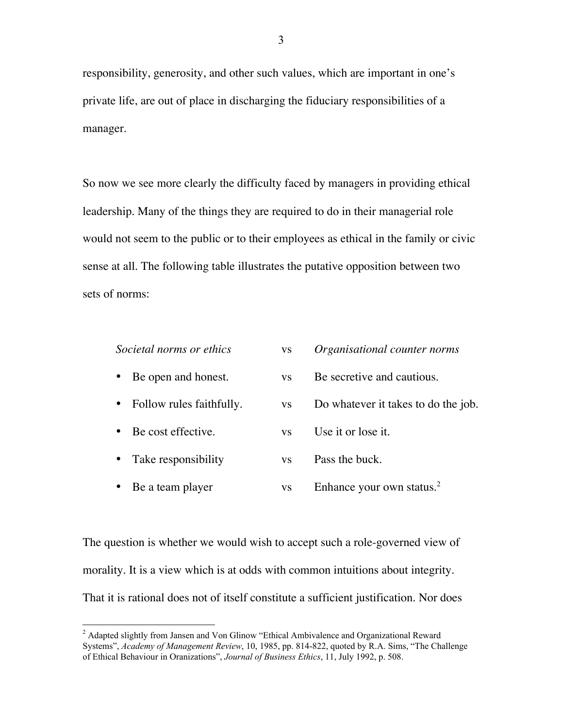responsibility, generosity, and other such values, which are important in one's private life, are out of place in discharging the fiduciary responsibilities of a manager.

So now we see more clearly the difficulty faced by managers in providing ethical leadership. Many of the things they are required to do in their managerial role would not seem to the public or to their employees as ethical in the family or civic sense at all. The following table illustrates the putative opposition between two sets of norms:

| *Societal norms or ethics* | vs | *Organisational counter norms* |
|---|---|---|
| • Be open and honest. | vs | Be secretive and cautious. |
| • Follow rules faithfully. | vs | Do whatever it takes to do the job. |
| • Be cost effective. | vs | Use it or lose it. |
| • Take responsibility | vs | Pass the buck. |
| • Be a team player | vs | Enhance your own status.[2] |

The question is whether we would wish to accept such a role-governed view of morality. It is a view which is at odds with common intuitions about integrity. That it is rational does not of itself constitute a sufficient justification. Nor does

[2] Adapted slightly from Jansen and Von Glinow "Ethical Ambivalence and Organizational Reward Systems", *Academy of Management Review*, 10, 1985, pp. 814-822, quoted by R.A. Sims, "The Challenge of Ethical Behaviour in Oranizations", *Journal of Business Ethics*, 11, July 1992, p. 508.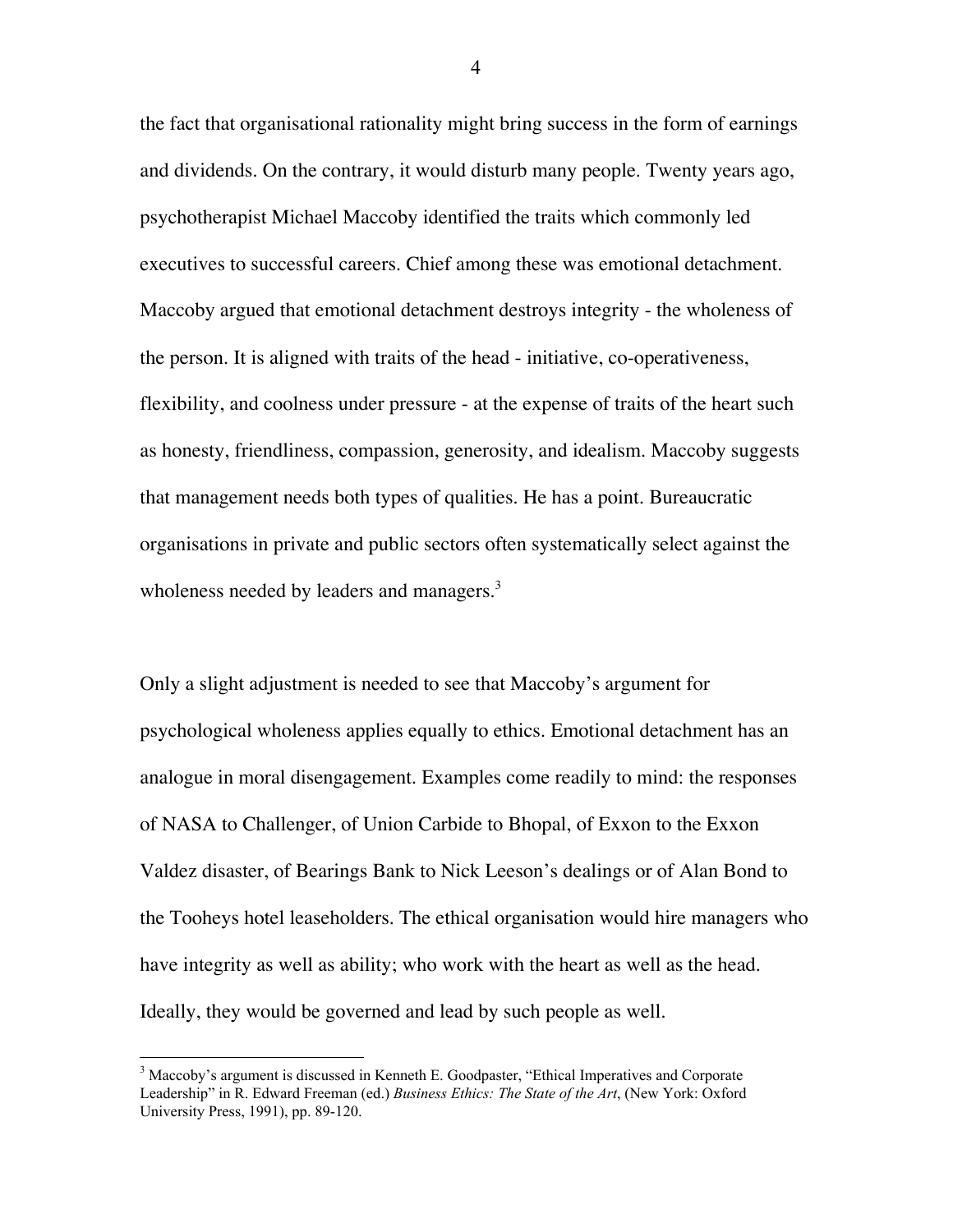the fact that organisational rationality might bring success in the form of earnings and dividends. On the contrary, it would disturb many people. Twenty years ago, psychotherapist Michael Maccoby identified the traits which commonly led executives to successful careers. Chief among these was emotional detachment. Maccoby argued that emotional detachment destroys integrity - the wholeness of the person. It is aligned with traits of the head - initiative, co-operativeness, flexibility, and coolness under pressure - at the expense of traits of the heart such as honesty, friendliness, compassion, generosity, and idealism. Maccoby suggests that management needs both types of qualities. He has a point. Bureaucratic organisations in private and public sectors often systematically select against the wholeness needed by leaders and managers.[3]

Only a slight adjustment is needed to see that Maccoby's argument for psychological wholeness applies equally to ethics. Emotional detachment has an analogue in moral disengagement. Examples come readily to mind: the responses of NASA to Challenger, of Union Carbide to Bhopal, of Exxon to the Exxon Valdez disaster, of Bearings Bank to Nick Leeson's dealings or of Alan Bond to the Tooheys hotel leaseholders. The ethical organisation would hire managers who have integrity as well as ability; who work with the heart as well as the head. Ideally, they would be governed and lead by such people as well.

---

[3] Maccoby's argument is discussed in Kenneth E. Goodpaster, "Ethical Imperatives and Corporate Leadership" in R. Edward Freeman (ed.) *Business Ethics: The State of the Art*, (New York: Oxford University Press, 1991), pp. 89-120.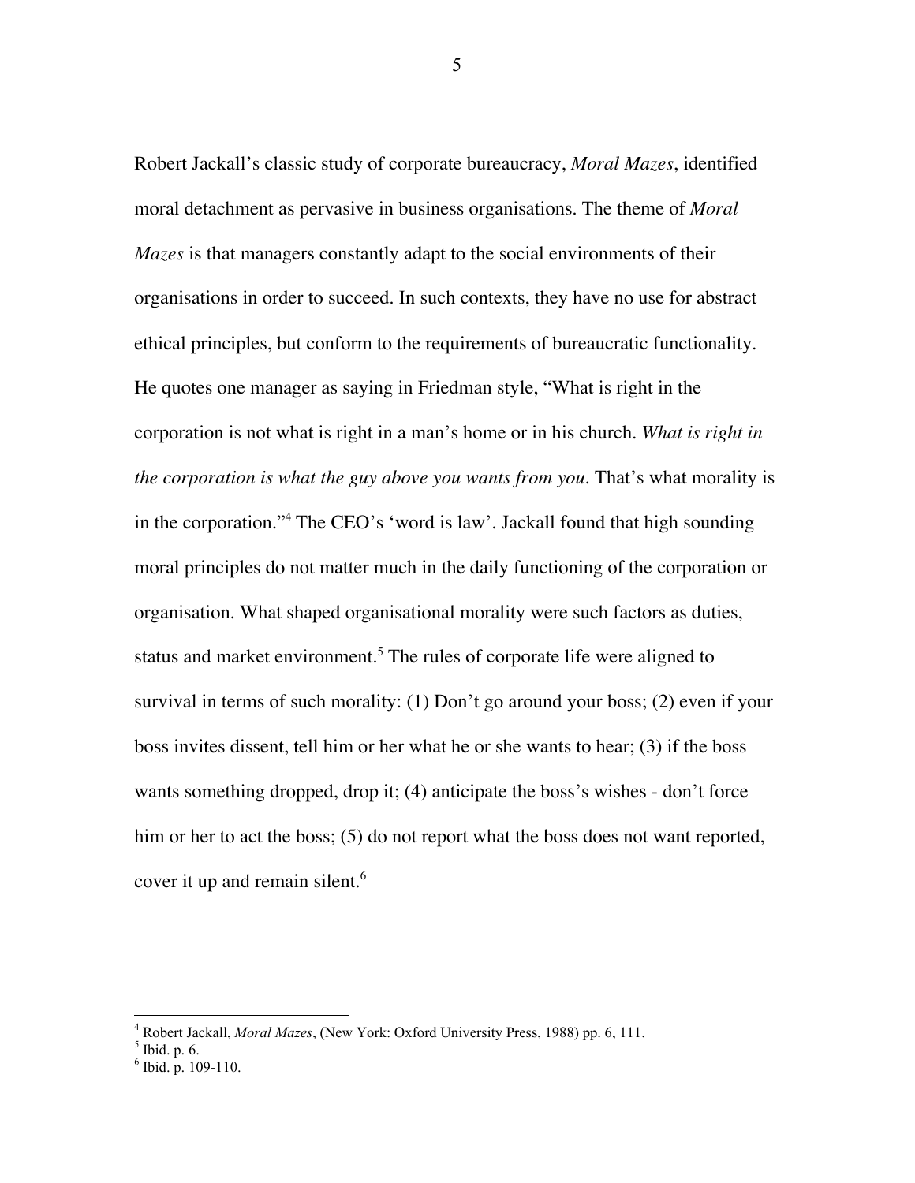Robert Jackall's classic study of corporate bureaucracy, *Moral Mazes*, identified moral detachment as pervasive in business organisations. The theme of *Moral Mazes* is that managers constantly adapt to the social environments of their organisations in order to succeed. In such contexts, they have no use for abstract ethical principles, but conform to the requirements of bureaucratic functionality. He quotes one manager as saying in Friedman style, "What is right in the corporation is not what is right in a man's home or in his church. *What is right in the corporation is what the guy above you wants from you*. That's what morality is in the corporation."[4] The CEO's 'word is law'. Jackall found that high sounding moral principles do not matter much in the daily functioning of the corporation or organisation. What shaped organisational morality were such factors as duties, status and market environment.[5] The rules of corporate life were aligned to survival in terms of such morality: (1) Don't go around your boss; (2) even if your boss invites dissent, tell him or her what he or she wants to hear; (3) if the boss wants something dropped, drop it; (4) anticipate the boss's wishes - don't force him or her to act the boss; (5) do not report what the boss does not want reported, cover it up and remain silent.[6]

---

[4] Robert Jackall, *Moral Mazes*, (New York: Oxford University Press, 1988) pp. 6, 111.

[5] Ibid. p. 6.

[6] Ibid. p. 109-110.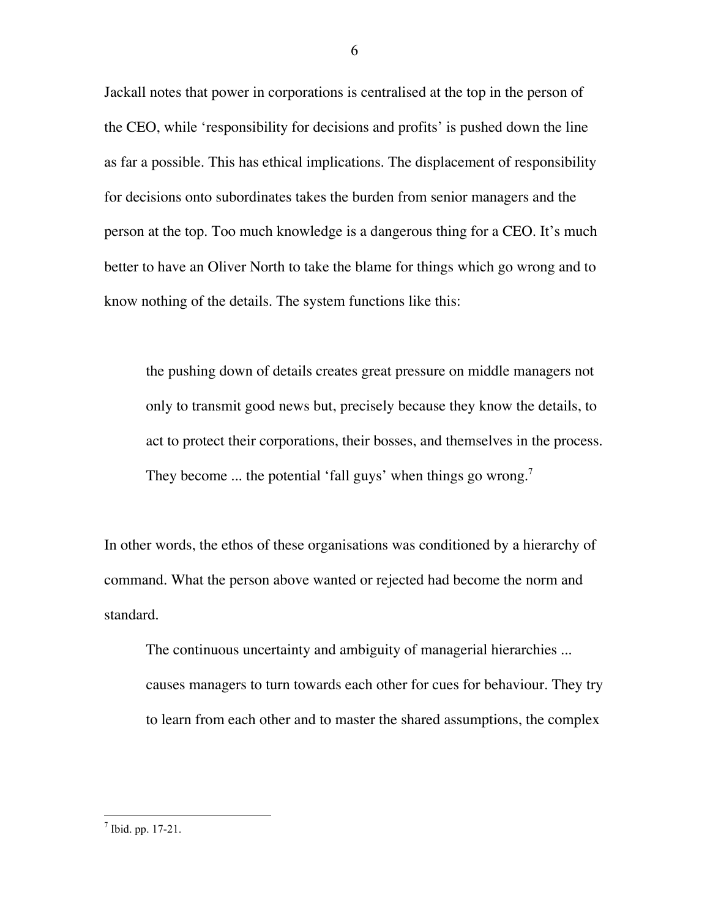Jackall notes that power in corporations is centralised at the top in the person of the CEO, while 'responsibility for decisions and profits' is pushed down the line as far a possible. This has ethical implications. The displacement of responsibility for decisions onto subordinates takes the burden from senior managers and the person at the top. Too much knowledge is a dangerous thing for a CEO. It's much better to have an Oliver North to take the blame for things which go wrong and to know nothing of the details. The system functions like this:

> the pushing down of details creates great pressure on middle managers not only to transmit good news but, precisely because they know the details, to act to protect their corporations, their bosses, and themselves in the process. They become ... the potential 'fall guys' when things go wrong.[7]

In other words, the ethos of these organisations was conditioned by a hierarchy of command. What the person above wanted or rejected had become the norm and standard.

> The continuous uncertainty and ambiguity of managerial hierarchies ... causes managers to turn towards each other for cues for behaviour. They try to learn from each other and to master the shared assumptions, the complex

[7] Ibid. pp. 17-21.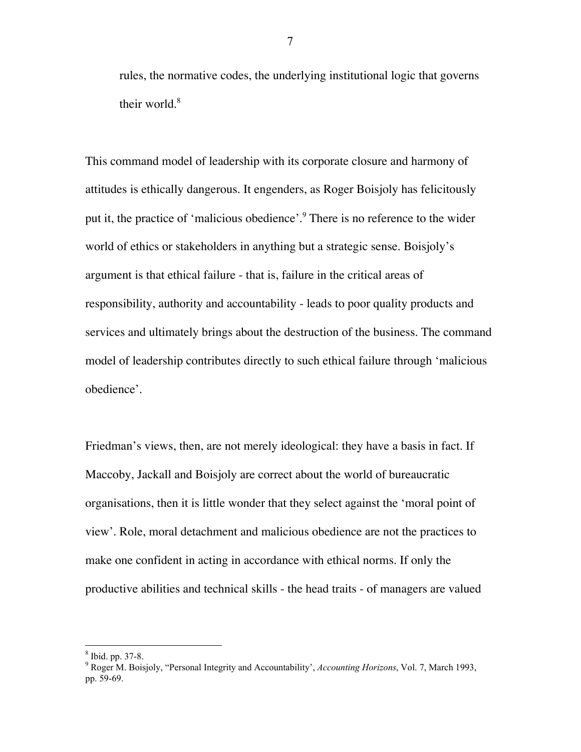rules, the normative codes, the underlying institutional logic that governs their world.[8]

This command model of leadership with its corporate closure and harmony of attitudes is ethically dangerous. It engenders, as Roger Boisjoly has felicitously put it, the practice of 'malicious obedience'.[9] There is no reference to the wider world of ethics or stakeholders in anything but a strategic sense. Boisjoly's argument is that ethical failure - that is, failure in the critical areas of responsibility, authority and accountability - leads to poor quality products and services and ultimately brings about the destruction of the business. The command model of leadership contributes directly to such ethical failure through 'malicious obedience'.

Friedman's views, then, are not merely ideological: they have a basis in fact. If Maccoby, Jackall and Boisjoly are correct about the world of bureaucratic organisations, then it is little wonder that they select against the 'moral point of view'. Role, moral detachment and malicious obedience are not the practices to make one confident in acting in accordance with ethical norms. If only the productive abilities and technical skills - the head traits - of managers are valued

---

[8] Ibid. pp. 37-8.

[9] Roger M. Boisjoly, "Personal Integrity and Accountability', *Accounting Horizons*, Vol. 7, March 1993, pp. 59-69.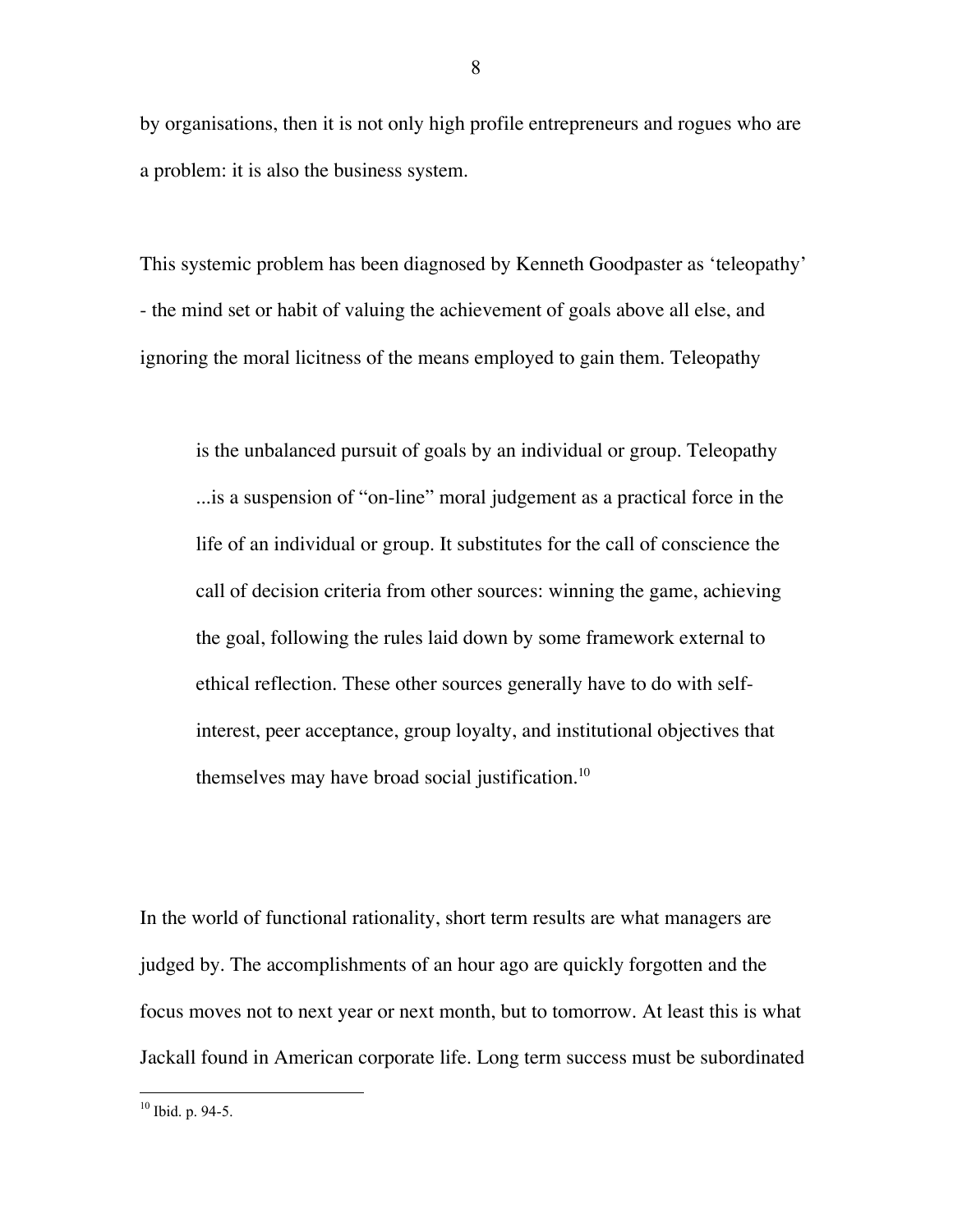by organisations, then it is not only high profile entrepreneurs and rogues who are a problem: it is also the business system.

This systemic problem has been diagnosed by Kenneth Goodpaster as 'teleopathy' - the mind set or habit of valuing the achievement of goals above all else, and ignoring the moral licitness of the means employed to gain them. Teleopathy

> is the unbalanced pursuit of goals by an individual or group. Teleopathy ...is a suspension of "on-line" moral judgement as a practical force in the life of an individual or group. It substitutes for the call of conscience the call of decision criteria from other sources: winning the game, achieving the goal, following the rules laid down by some framework external to ethical reflection. These other sources generally have to do with self-interest, peer acceptance, group loyalty, and institutional objectives that themselves may have broad social justification.[10]

In the world of functional rationality, short term results are what managers are judged by. The accomplishments of an hour ago are quickly forgotten and the focus moves not to next year or next month, but to tomorrow. At least this is what Jackall found in American corporate life. Long term success must be subordinated

[10] Ibid. p. 94-5.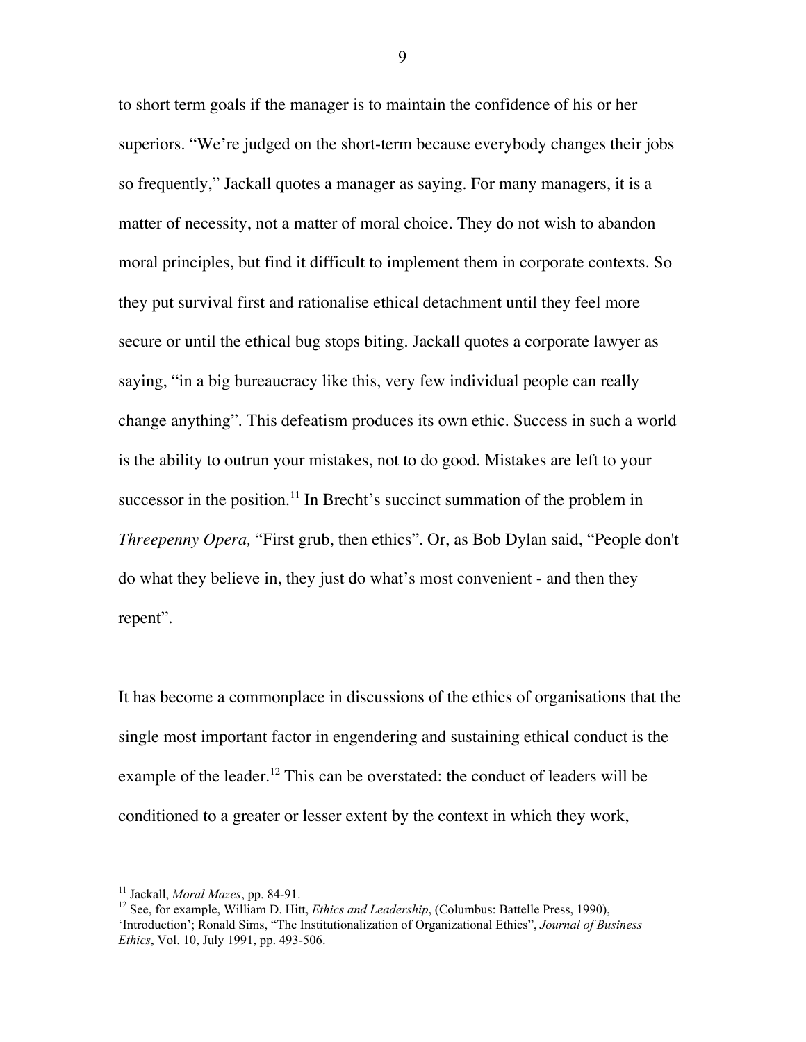to short term goals if the manager is to maintain the confidence of his or her superiors. "We're judged on the short-term because everybody changes their jobs so frequently," Jackall quotes a manager as saying. For many managers, it is a matter of necessity, not a matter of moral choice. They do not wish to abandon moral principles, but find it difficult to implement them in corporate contexts. So they put survival first and rationalise ethical detachment until they feel more secure or until the ethical bug stops biting. Jackall quotes a corporate lawyer as saying, "in a big bureaucracy like this, very few individual people can really change anything". This defeatism produces its own ethic. Success in such a world is the ability to outrun your mistakes, not to do good. Mistakes are left to your successor in the position.[11] In Brecht's succinct summation of the problem in *Threepenny Opera,* "First grub, then ethics". Or, as Bob Dylan said, "People don't do what they believe in, they just do what's most convenient - and then they repent".

It has become a commonplace in discussions of the ethics of organisations that the single most important factor in engendering and sustaining ethical conduct is the example of the leader.[12] This can be overstated: the conduct of leaders will be conditioned to a greater or lesser extent by the context in which they work,

---

[11] Jackall, *Moral Mazes*, pp. 84-91.

[12] See, for example, William D. Hitt, *Ethics and Leadership*, (Columbus: Battelle Press, 1990), 'Introduction'; Ronald Sims, "The Institutionalization of Organizational Ethics", *Journal of Business Ethics*, Vol. 10, July 1991, pp. 493-506.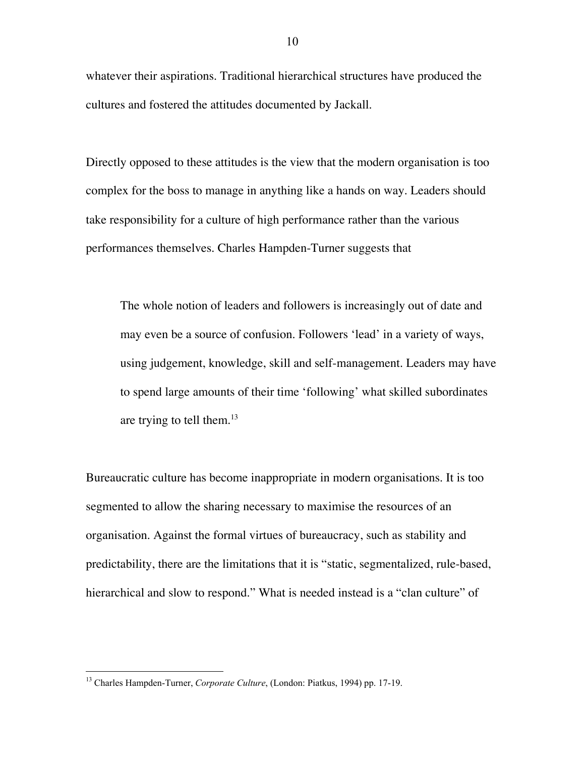whatever their aspirations. Traditional hierarchical structures have produced the cultures and fostered the attitudes documented by Jackall.

Directly opposed to these attitudes is the view that the modern organisation is too complex for the boss to manage in anything like a hands on way. Leaders should take responsibility for a culture of high performance rather than the various performances themselves. Charles Hampden-Turner suggests that

> The whole notion of leaders and followers is increasingly out of date and may even be a source of confusion. Followers 'lead' in a variety of ways, using judgement, knowledge, skill and self-management. Leaders may have to spend large amounts of their time 'following' what skilled subordinates are trying to tell them.[13]

Bureaucratic culture has become inappropriate in modern organisations. It is too segmented to allow the sharing necessary to maximise the resources of an organisation. Against the formal virtues of bureaucracy, such as stability and predictability, there are the limitations that it is "static, segmentalized, rule-based, hierarchical and slow to respond." What is needed instead is a "clan culture" of

---

[13] Charles Hampden-Turner, *Corporate Culture*, (London: Piatkus, 1994) pp. 17-19.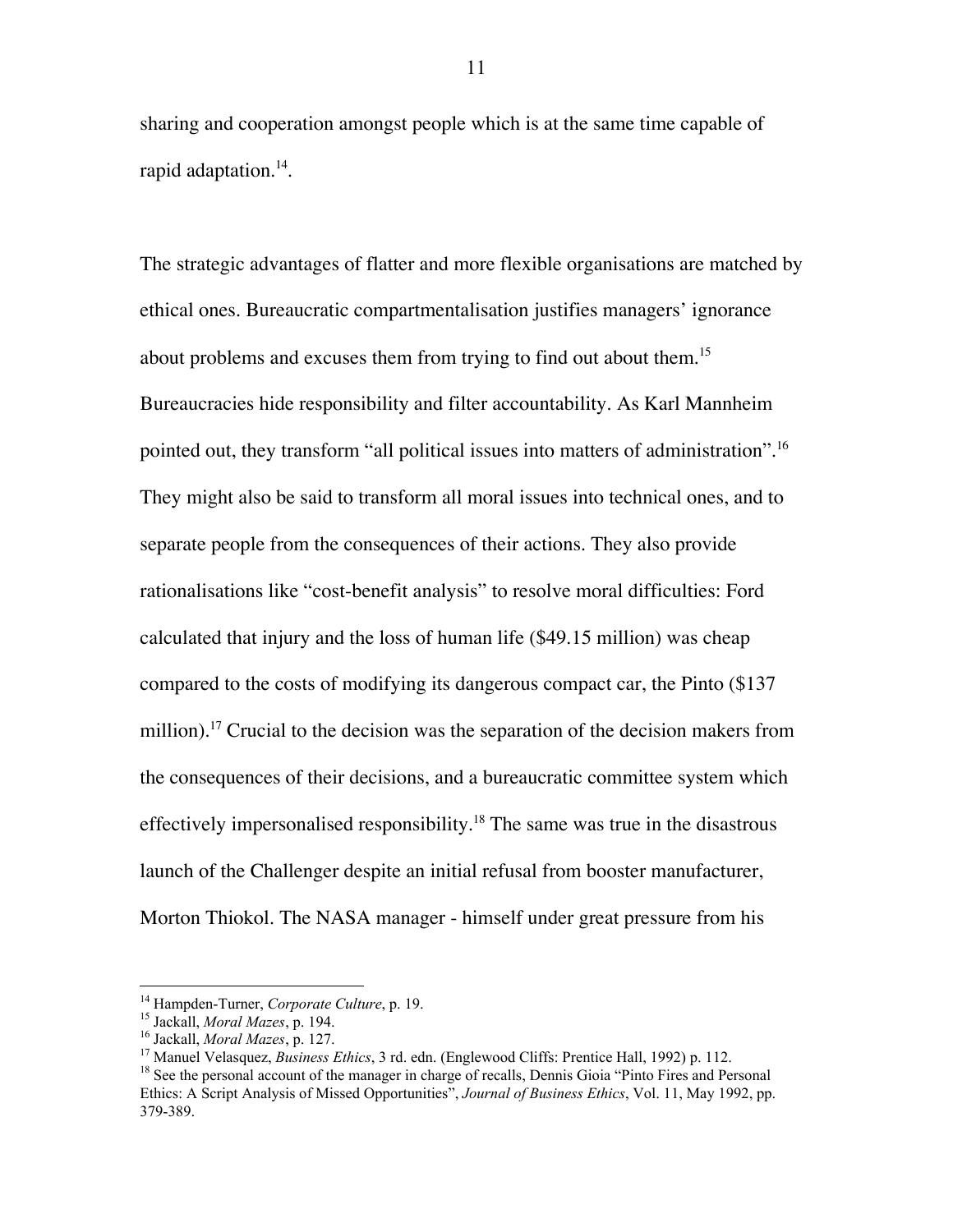sharing and cooperation amongst people which is at the same time capable of rapid adaptation.[14].

The strategic advantages of flatter and more flexible organisations are matched by ethical ones. Bureaucratic compartmentalisation justifies managers' ignorance about problems and excuses them from trying to find out about them.[15] Bureaucracies hide responsibility and filter accountability. As Karl Mannheim pointed out, they transform "all political issues into matters of administration".[16] They might also be said to transform all moral issues into technical ones, and to separate people from the consequences of their actions. They also provide rationalisations like "cost-benefit analysis" to resolve moral difficulties: Ford calculated that injury and the loss of human life ($49.15 million) was cheap compared to the costs of modifying its dangerous compact car, the Pinto ($137 million).[17] Crucial to the decision was the separation of the decision makers from the consequences of their decisions, and a bureaucratic committee system which effectively impersonalised responsibility.[18] The same was true in the disastrous launch of the Challenger despite an initial refusal from booster manufacturer, Morton Thiokol. The NASA manager - himself under great pressure from his

---

[14] Hampden-Turner, *Corporate Culture*, p. 19.

[15] Jackall, *Moral Mazes*, p. 194.

[16] Jackall, *Moral Mazes*, p. 127.

[17] Manuel Velasquez, *Business Ethics*, 3 rd. edn. (Englewood Cliffs: Prentice Hall, 1992) p. 112.

[18] See the personal account of the manager in charge of recalls, Dennis Gioia "Pinto Fires and Personal Ethics: A Script Analysis of Missed Opportunities", *Journal of Business Ethics*, Vol. 11, May 1992, pp. 379-389.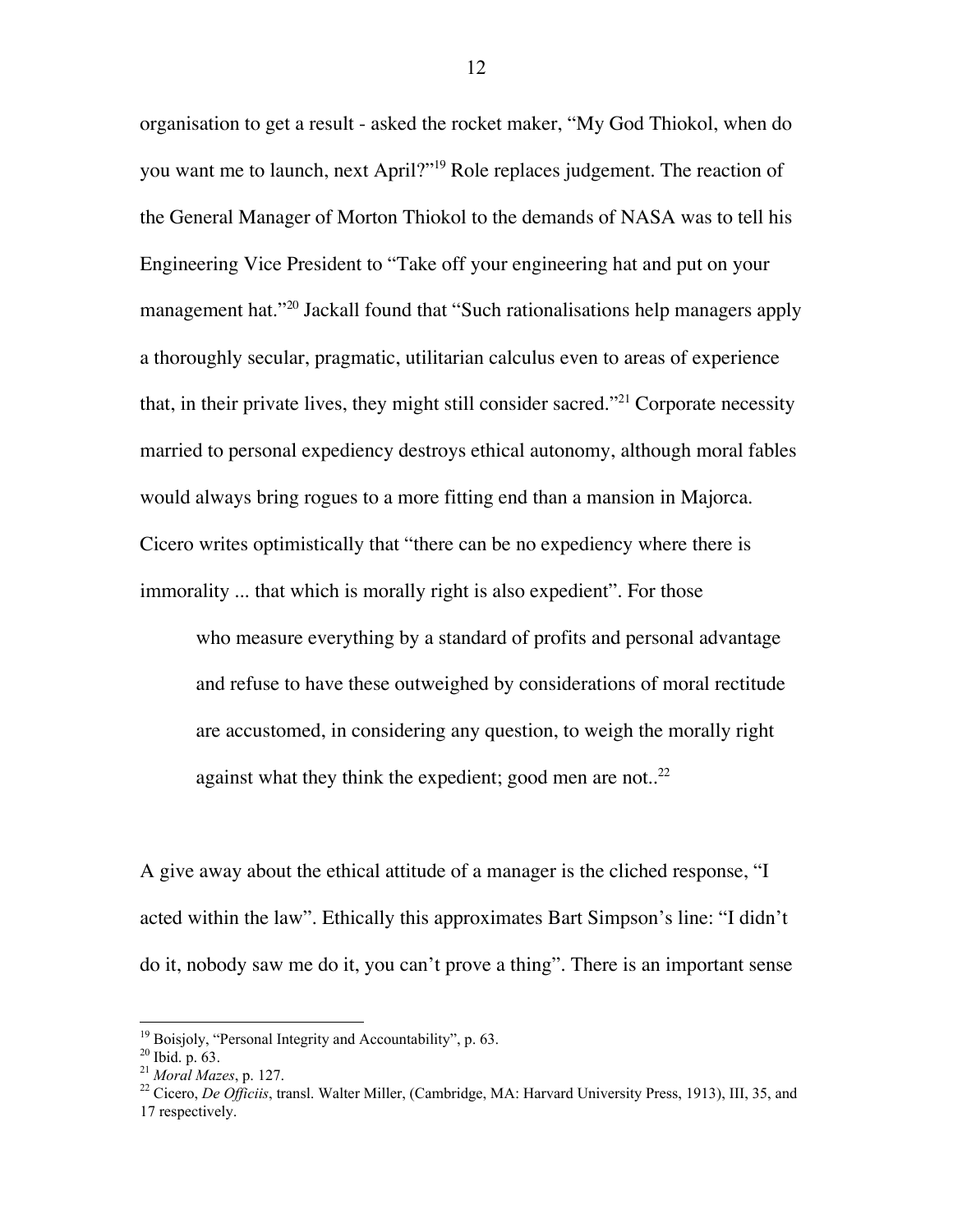organisation to get a result - asked the rocket maker, "My God Thiokol, when do you want me to launch, next April?"[19] Role replaces judgement. The reaction of the General Manager of Morton Thiokol to the demands of NASA was to tell his Engineering Vice President to "Take off your engineering hat and put on your management hat."[20] Jackall found that "Such rationalisations help managers apply a thoroughly secular, pragmatic, utilitarian calculus even to areas of experience that, in their private lives, they might still consider sacred."[21] Corporate necessity married to personal expediency destroys ethical autonomy, although moral fables would always bring rogues to a more fitting end than a mansion in Majorca. Cicero writes optimistically that "there can be no expediency where there is immorality ... that which is morally right is also expedient". For those

> who measure everything by a standard of profits and personal advantage and refuse to have these outweighed by considerations of moral rectitude are accustomed, in considering any question, to weigh the morally right against what they think the expedient; good men are not..[22]

A give away about the ethical attitude of a manager is the cliched response, "I acted within the law". Ethically this approximates Bart Simpson's line: "I didn't do it, nobody saw me do it, you can't prove a thing". There is an important sense

---

[19] Boisjoly, "Personal Integrity and Accountability", p. 63.

[20] Ibid. p. 63.

[21] *Moral Mazes*, p. 127.

[22] Cicero, *De Officiis*, transl. Walter Miller, (Cambridge, MA: Harvard University Press, 1913), III, 35, and 17 respectively.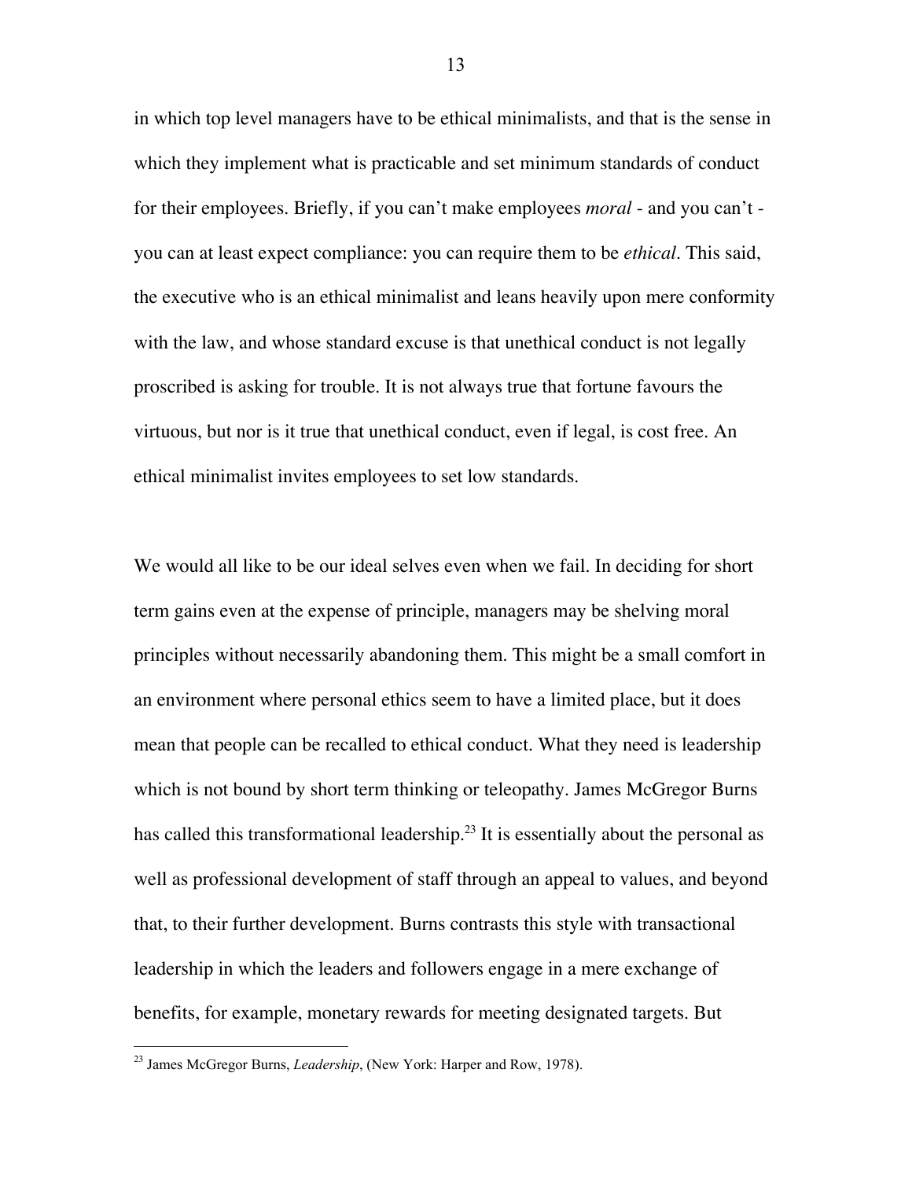in which top level managers have to be ethical minimalists, and that is the sense in which they implement what is practicable and set minimum standards of conduct for their employees. Briefly, if you can't make employees *moral* - and you can't - you can at least expect compliance: you can require them to be *ethical*. This said, the executive who is an ethical minimalist and leans heavily upon mere conformity with the law, and whose standard excuse is that unethical conduct is not legally proscribed is asking for trouble. It is not always true that fortune favours the virtuous, but nor is it true that unethical conduct, even if legal, is cost free. An ethical minimalist invites employees to set low standards.

We would all like to be our ideal selves even when we fail. In deciding for short term gains even at the expense of principle, managers may be shelving moral principles without necessarily abandoning them. This might be a small comfort in an environment where personal ethics seem to have a limited place, but it does mean that people can be recalled to ethical conduct. What they need is leadership which is not bound by short term thinking or teleopathy. James McGregor Burns has called this transformational leadership.[23] It is essentially about the personal as well as professional development of staff through an appeal to values, and beyond that, to their further development. Burns contrasts this style with transactional leadership in which the leaders and followers engage in a mere exchange of benefits, for example, monetary rewards for meeting designated targets. But

[23] James McGregor Burns, *Leadership*, (New York: Harper and Row, 1978).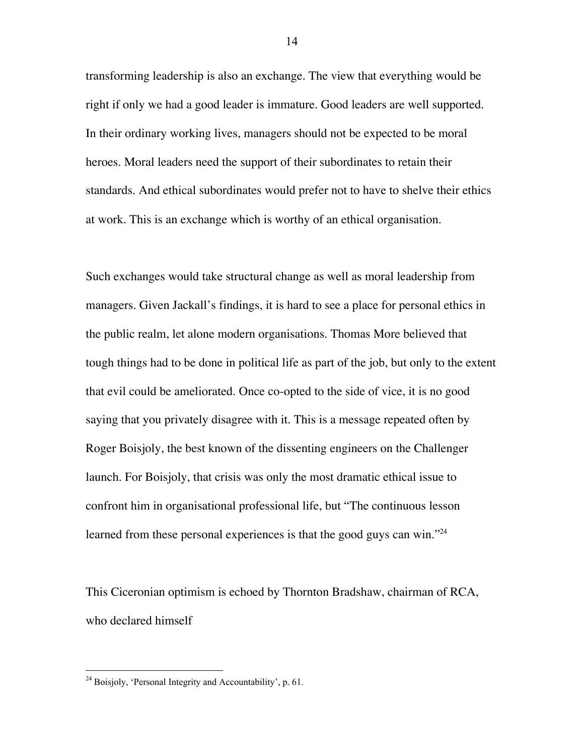transforming leadership is also an exchange. The view that everything would be right if only we had a good leader is immature. Good leaders are well supported. In their ordinary working lives, managers should not be expected to be moral heroes. Moral leaders need the support of their subordinates to retain their standards. And ethical subordinates would prefer not to have to shelve their ethics at work. This is an exchange which is worthy of an ethical organisation.

Such exchanges would take structural change as well as moral leadership from managers. Given Jackall's findings, it is hard to see a place for personal ethics in the public realm, let alone modern organisations. Thomas More believed that tough things had to be done in political life as part of the job, but only to the extent that evil could be ameliorated. Once co-opted to the side of vice, it is no good saying that you privately disagree with it. This is a message repeated often by Roger Boisjoly, the best known of the dissenting engineers on the Challenger launch. For Boisjoly, that crisis was only the most dramatic ethical issue to confront him in organisational professional life, but "The continuous lesson learned from these personal experiences is that the good guys can win."[24]

This Ciceronian optimism is echoed by Thornton Bradshaw, chairman of RCA, who declared himself

---

[24] Boisjoly, 'Personal Integrity and Accountability', p. 61.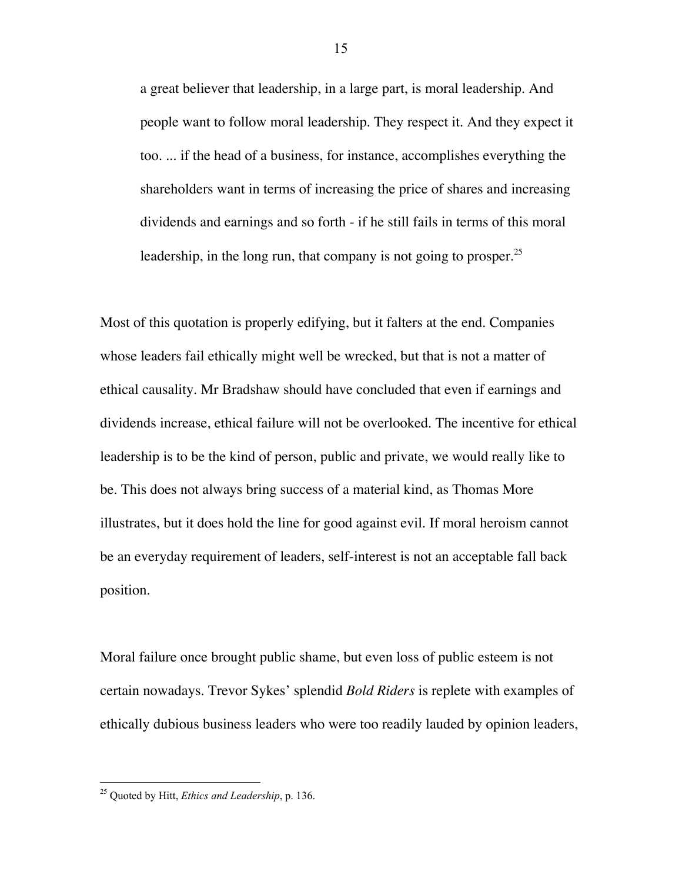> a great believer that leadership, in a large part, is moral leadership. And people want to follow moral leadership. They respect it. And they expect it too. ... if the head of a business, for instance, accomplishes everything the shareholders want in terms of increasing the price of shares and increasing dividends and earnings and so forth - if he still fails in terms of this moral leadership, in the long run, that company is not going to prosper.[25]

Most of this quotation is properly edifying, but it falters at the end. Companies whose leaders fail ethically might well be wrecked, but that is not a matter of ethical causality. Mr Bradshaw should have concluded that even if earnings and dividends increase, ethical failure will not be overlooked. The incentive for ethical leadership is to be the kind of person, public and private, we would really like to be. This does not always bring success of a material kind, as Thomas More illustrates, but it does hold the line for good against evil. If moral heroism cannot be an everyday requirement of leaders, self-interest is not an acceptable fall back position.

Moral failure once brought public shame, but even loss of public esteem is not certain nowadays. Trevor Sykes' splendid *Bold Riders* is replete with examples of ethically dubious business leaders who were too readily lauded by opinion leaders,

---

[25] Quoted by Hitt, *Ethics and Leadership*, p. 136.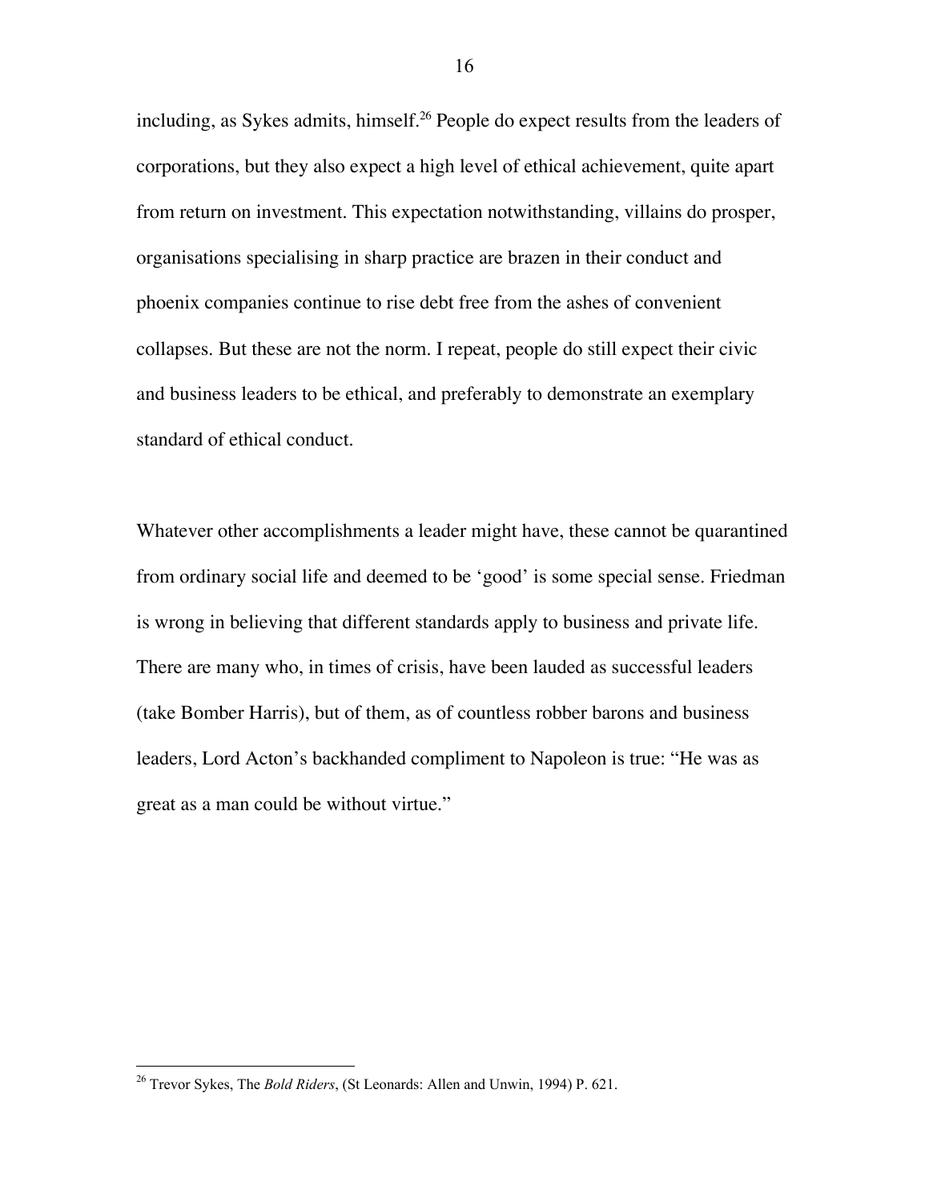including, as Sykes admits, himself.[26] People do expect results from the leaders of corporations, but they also expect a high level of ethical achievement, quite apart from return on investment. This expectation notwithstanding, villains do prosper, organisations specialising in sharp practice are brazen in their conduct and phoenix companies continue to rise debt free from the ashes of convenient collapses. But these are not the norm. I repeat, people do still expect their civic and business leaders to be ethical, and preferably to demonstrate an exemplary standard of ethical conduct.

Whatever other accomplishments a leader might have, these cannot be quarantined from ordinary social life and deemed to be 'good' is some special sense. Friedman is wrong in believing that different standards apply to business and private life. There are many who, in times of crisis, have been lauded as successful leaders (take Bomber Harris), but of them, as of countless robber barons and business leaders, Lord Acton's backhanded compliment to Napoleon is true: "He was as great as a man could be without virtue."

---

[26] Trevor Sykes, The *Bold Riders*, (St Leonards: Allen and Unwin, 1994) P. 621.